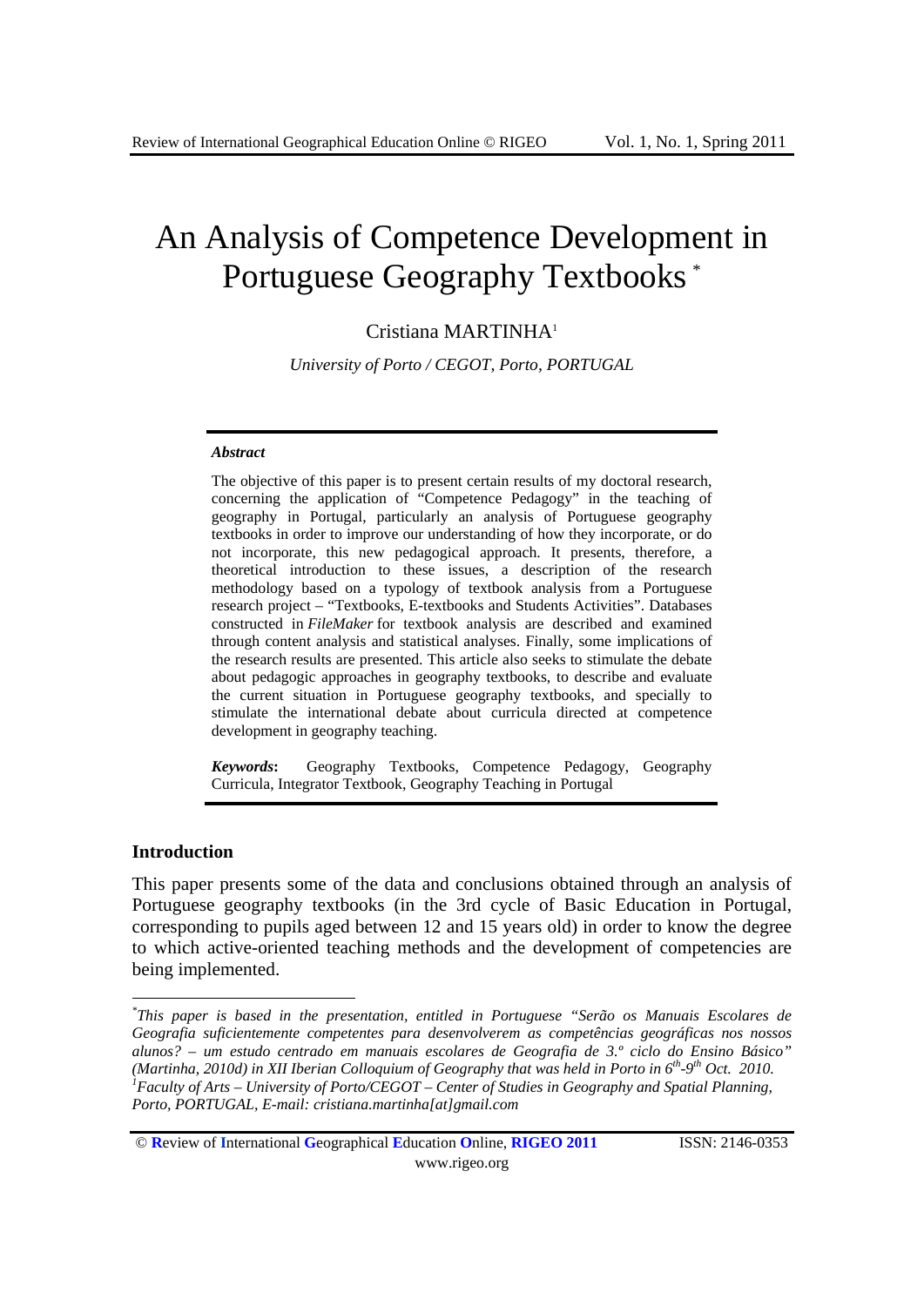# An Analysis of Competence Development in Portuguese Geography Textbooks *

Cristiana MARTINHA[1]

*University of Porto / CEGOT, Porto, PORTUGAL*

***Abstract***

The objective of this paper is to present certain results of my doctoral research, concerning the application of "Competence Pedagogy" in the teaching of geography in Portugal, particularly an analysis of Portuguese geography textbooks in order to improve our understanding of how they incorporate, or do not incorporate, this new pedagogical approach. It presents, therefore, a theoretical introduction to these issues, a description of the research methodology based on a typology of textbook analysis from a Portuguese research project – "Textbooks, E-textbooks and Students Activities". Databases constructed in *FileMaker* for textbook analysis are described and examined through content analysis and statistical analyses. Finally, some implications of the research results are presented. This article also seeks to stimulate the debate about pedagogic approaches in geography textbooks, to describe and evaluate the current situation in Portuguese geography textbooks, and specially to stimulate the international debate about curricula directed at competence development in geography teaching.

***Keywords*:** Geography Textbooks, Competence Pedagogy, Geography Curricula, Integrator Textbook, Geography Teaching in Portugal

## Introduction

This paper presents some of the data and conclusions obtained through an analysis of Portuguese geography textbooks (in the 3rd cycle of Basic Education in Portugal, corresponding to pupils aged between 12 and 15 years old) in order to know the degree to which active-oriented teaching methods and the development of competencies are being implemented.

---

*\*This paper is based in the presentation, entitled in Portuguese "Serão os Manuais Escolares de Geografia suficientemente competentes para desenvolverem as competências geográficas nos nossos alunos? – um estudo centrado em manuais escolares de Geografia de 3.º ciclo do Ensino Básico" (Martinha, 2010d) in XII Iberian Colloquium of Geography that was held in Porto in 6th-9th Oct. 2010.*

*[1]Faculty of Arts – University of Porto/CEGOT – Center of Studies in Geography and Spatial Planning, Porto, PORTUGAL, E-mail: cristiana.martinha[at]gmail.com*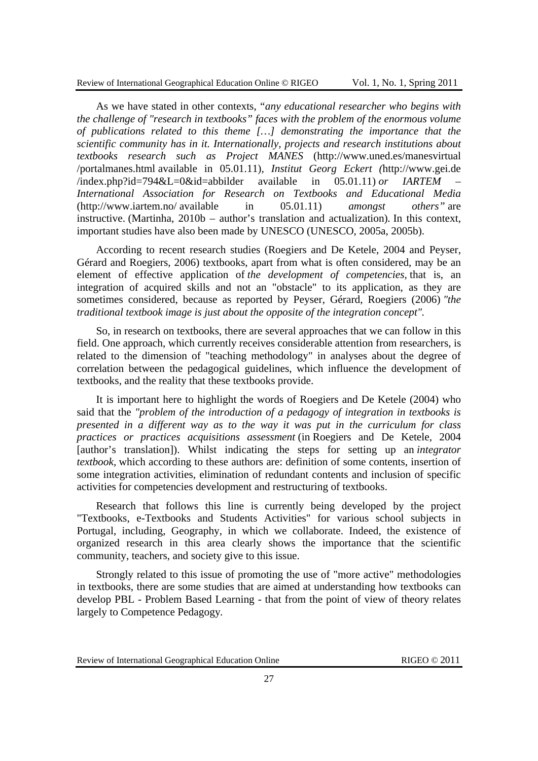As we have stated in other contexts, "*any educational researcher who begins with the challenge of "research in textbooks" faces with the problem of the enormous volume of publications related to this theme […] demonstrating the importance that the scientific community has in it. Internationally, projects and research institutions about textbooks research such as Project MANES* (http://www.uned.es/manesvirtual/portalmanes.html available in 05.01.11), *Institut Georg Eckert (*http://www.gei.de/index.php?id=794&L=0&id=abbilder available in 05.01.11) *or IARTEM – International Association for Research on Textbooks and Educational Media* (http://www.iartem.no/ available in 05.01.11) *amongst others"* are instructive. (Martinha, 2010b – author's translation and actualization). In this context, important studies have also been made by UNESCO (UNESCO, 2005a, 2005b).

According to recent research studies (Roegiers and De Ketele, 2004 and Peyser, Gérard and Roegiers, 2006) textbooks, apart from what is often considered, may be an element of effective application of *the development of competencies,* that is, an integration of acquired skills and not an "obstacle" to its application, as they are sometimes considered, because as reported by Peyser, Gérard, Roegiers (2006) *"the traditional textbook image is just about the opposite of the integration concept".*

So, in research on textbooks, there are several approaches that we can follow in this field. One approach, which currently receives considerable attention from researchers, is related to the dimension of "teaching methodology" in analyses about the degree of correlation between the pedagogical guidelines, which influence the development of textbooks, and the reality that these textbooks provide.

It is important here to highlight the words of Roegiers and De Ketele (2004) who said that the *"problem of the introduction of a pedagogy of integration in textbooks is presented in a different way as to the way it was put in the curriculum for class practices or practices acquisitions assessment* (in Roegiers and De Ketele, 2004 [author's translation]). Whilst indicating the steps for setting up an *integrator textbook,* which according to these authors are: definition of some contents, insertion of some integration activities, elimination of redundant contents and inclusion of specific activities for competencies development and restructuring of textbooks.

Research that follows this line is currently being developed by the project "Textbooks, e-Textbooks and Students Activities" for various school subjects in Portugal, including, Geography, in which we collaborate. Indeed, the existence of organized research in this area clearly shows the importance that the scientific community, teachers, and society give to this issue.

Strongly related to this issue of promoting the use of "more active" methodologies in textbooks, there are some studies that are aimed at understanding how textbooks can develop PBL - Problem Based Learning - that from the point of view of theory relates largely to Competence Pedagogy.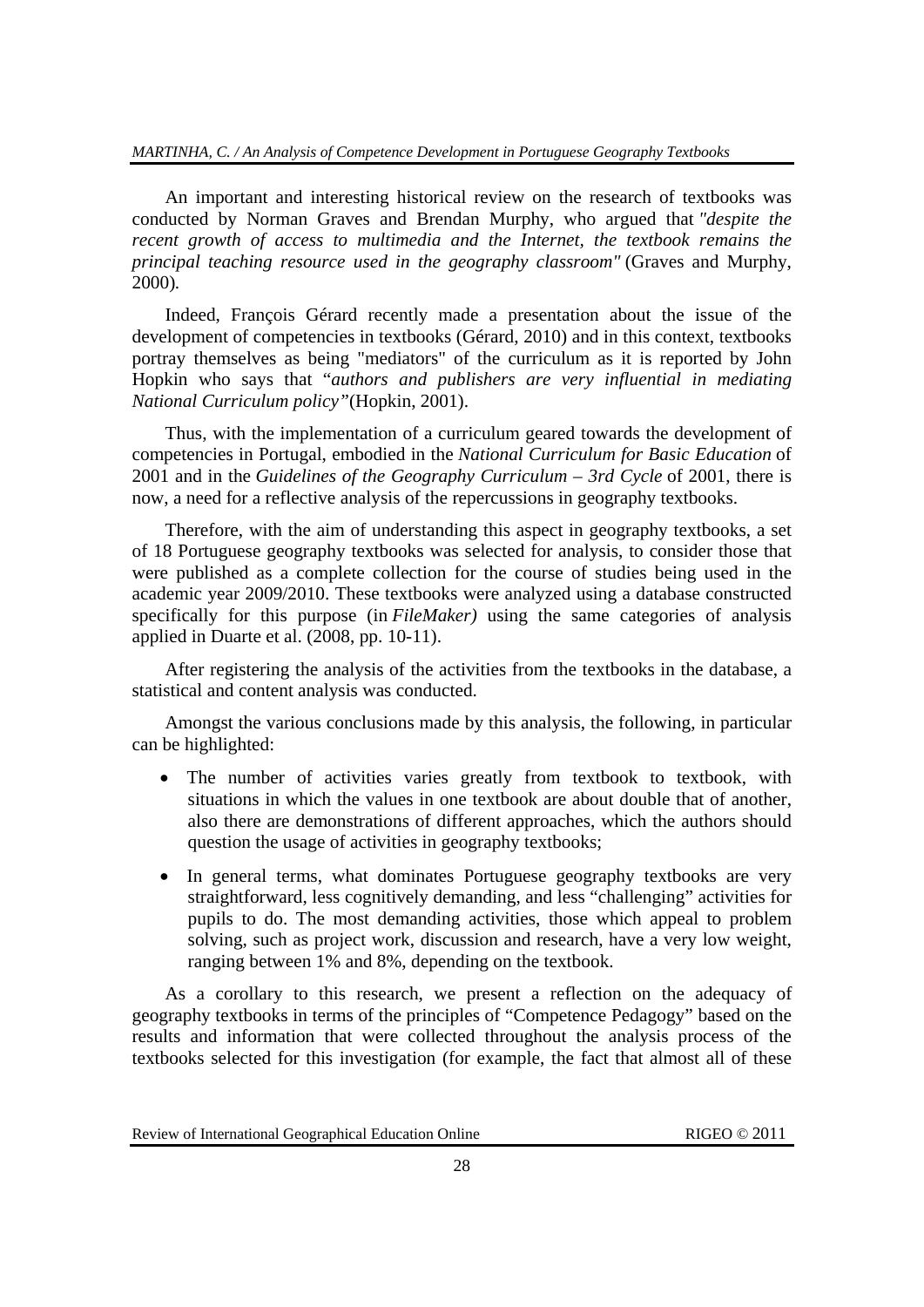An important and interesting historical review on the research of textbooks was conducted by Norman Graves and Brendan Murphy, who argued that *"despite the recent growth of access to multimedia and the Internet, the textbook remains the principal teaching resource used in the geography classroom"* (Graves and Murphy, 2000).

Indeed, François Gérard recently made a presentation about the issue of the development of competencies in textbooks (Gérard, 2010) and in this context, textbooks portray themselves as being "mediators" of the curriculum as it is reported by John Hopkin who says that "*authors and publishers are very influential in mediating National Curriculum policy"*(Hopkin, 2001).

Thus, with the implementation of a curriculum geared towards the development of competencies in Portugal, embodied in the *National Curriculum for Basic Education* of 2001 and in the *Guidelines of the Geography Curriculum – 3rd Cycle* of 2001, there is now, a need for a reflective analysis of the repercussions in geography textbooks.

Therefore, with the aim of understanding this aspect in geography textbooks, a set of 18 Portuguese geography textbooks was selected for analysis, to consider those that were published as a complete collection for the course of studies being used in the academic year 2009/2010. These textbooks were analyzed using a database constructed specifically for this purpose (in *FileMaker)* using the same categories of analysis applied in Duarte et al. (2008, pp. 10-11).

After registering the analysis of the activities from the textbooks in the database, a statistical and content analysis was conducted.

Amongst the various conclusions made by this analysis, the following, in particular can be highlighted:

- The number of activities varies greatly from textbook to textbook, with situations in which the values in one textbook are about double that of another, also there are demonstrations of different approaches, which the authors should question the usage of activities in geography textbooks;
- In general terms, what dominates Portuguese geography textbooks are very straightforward, less cognitively demanding, and less "challenging" activities for pupils to do. The most demanding activities, those which appeal to problem solving, such as project work, discussion and research, have a very low weight, ranging between 1% and 8%, depending on the textbook.

As a corollary to this research, we present a reflection on the adequacy of geography textbooks in terms of the principles of "Competence Pedagogy" based on the results and information that were collected throughout the analysis process of the textbooks selected for this investigation (for example, the fact that almost all of these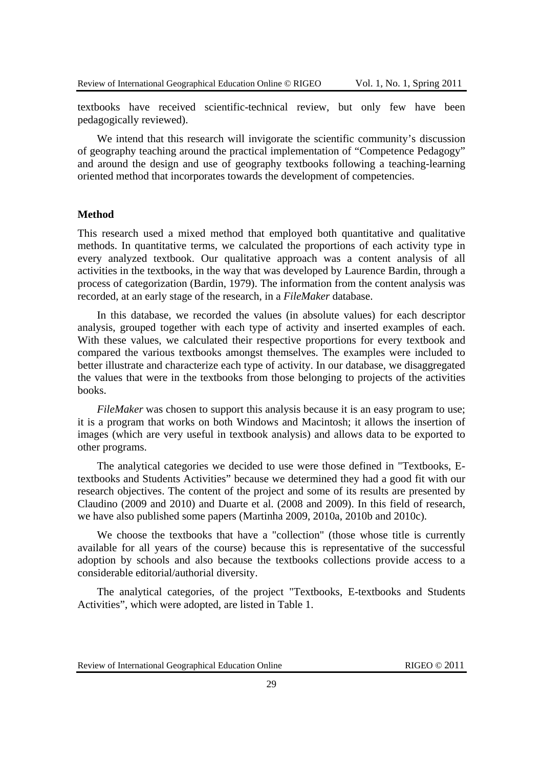textbooks have received scientific-technical review, but only few have been pedagogically reviewed).

We intend that this research will invigorate the scientific community's discussion of geography teaching around the practical implementation of "Competence Pedagogy" and around the design and use of geography textbooks following a teaching-learning oriented method that incorporates towards the development of competencies.

## Method

This research used a mixed method that employed both quantitative and qualitative methods. In quantitative terms, we calculated the proportions of each activity type in every analyzed textbook. Our qualitative approach was a content analysis of all activities in the textbooks, in the way that was developed by Laurence Bardin, through a process of categorization (Bardin, 1979). The information from the content analysis was recorded, at an early stage of the research, in a *FileMaker* database.

In this database, we recorded the values (in absolute values) for each descriptor analysis, grouped together with each type of activity and inserted examples of each. With these values, we calculated their respective proportions for every textbook and compared the various textbooks amongst themselves. The examples were included to better illustrate and characterize each type of activity. In our database, we disaggregated the values that were in the textbooks from those belonging to projects of the activities books.

*FileMaker* was chosen to support this analysis because it is an easy program to use; it is a program that works on both Windows and Macintosh; it allows the insertion of images (which are very useful in textbook analysis) and allows data to be exported to other programs.

The analytical categories we decided to use were those defined in "Textbooks, E-textbooks and Students Activities" because we determined they had a good fit with our research objectives. The content of the project and some of its results are presented by Claudino (2009 and 2010) and Duarte et al. (2008 and 2009). In this field of research, we have also published some papers (Martinha 2009, 2010a, 2010b and 2010c).

We choose the textbooks that have a "collection" (those whose title is currently available for all years of the course) because this is representative of the successful adoption by schools and also because the textbooks collections provide access to a considerable editorial/authorial diversity.

The analytical categories, of the project "Textbooks, E-textbooks and Students Activities", which were adopted, are listed in Table 1.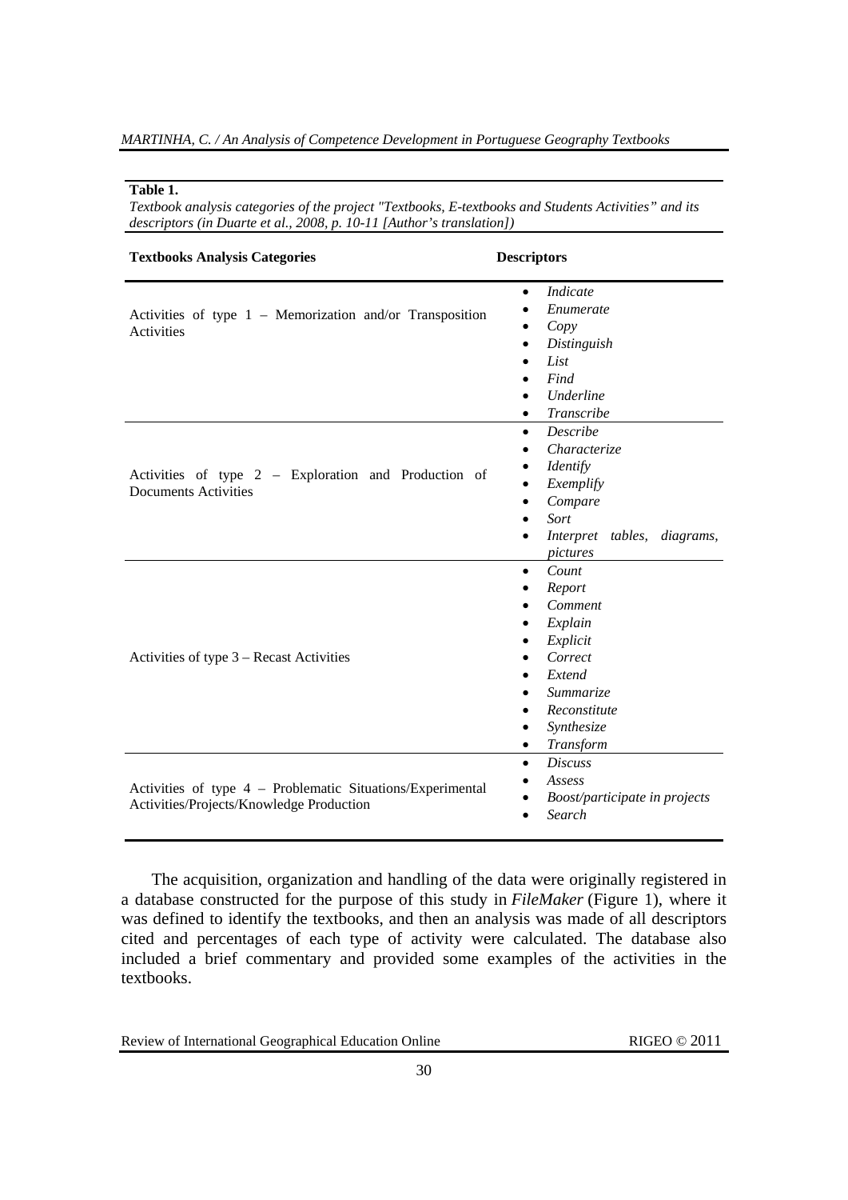**Table 1.**

*Textbook analysis categories of the project "Textbooks, E-textbooks and Students Activities" and its descriptors (in Duarte et al., 2008, p. 10-11 [Author's translation])*

| Textbooks Analysis Categories | Descriptors |
|---|---|
| Activities of type 1 – Memorization and/or Transposition Activities | • *Indicate*<br>• *Enumerate*<br>• *Copy*<br>• *Distinguish*<br>• *List*<br>• *Find*<br>• *Underline*<br>• *Transcribe* |
| Activities of type 2 – Exploration and Production of Documents Activities | • *Describe*<br>• *Characterize*<br>• *Identify*<br>• *Exemplify*<br>• *Compare*<br>• *Sort*<br>• *Interpret tables, diagrams, pictures* |
| Activities of type 3 – Recast Activities | • *Count*<br>• *Report*<br>• *Comment*<br>• *Explain*<br>• *Explicit*<br>• *Correct*<br>• *Extend*<br>• *Summarize*<br>• *Reconstitute*<br>• *Synthesize*<br>• *Transform* |
| Activities of type 4 – Problematic Situations/Experimental Activities/Projects/Knowledge Production | • *Discuss*<br>• *Assess*<br>• *Boost/participate in projects*<br>• *Search* |

The acquisition, organization and handling of the data were originally registered in a database constructed for the purpose of this study in *FileMaker* (Figure 1), where it was defined to identify the textbooks, and then an analysis was made of all descriptors cited and percentages of each type of activity were calculated. The database also included a brief commentary and provided some examples of the activities in the textbooks.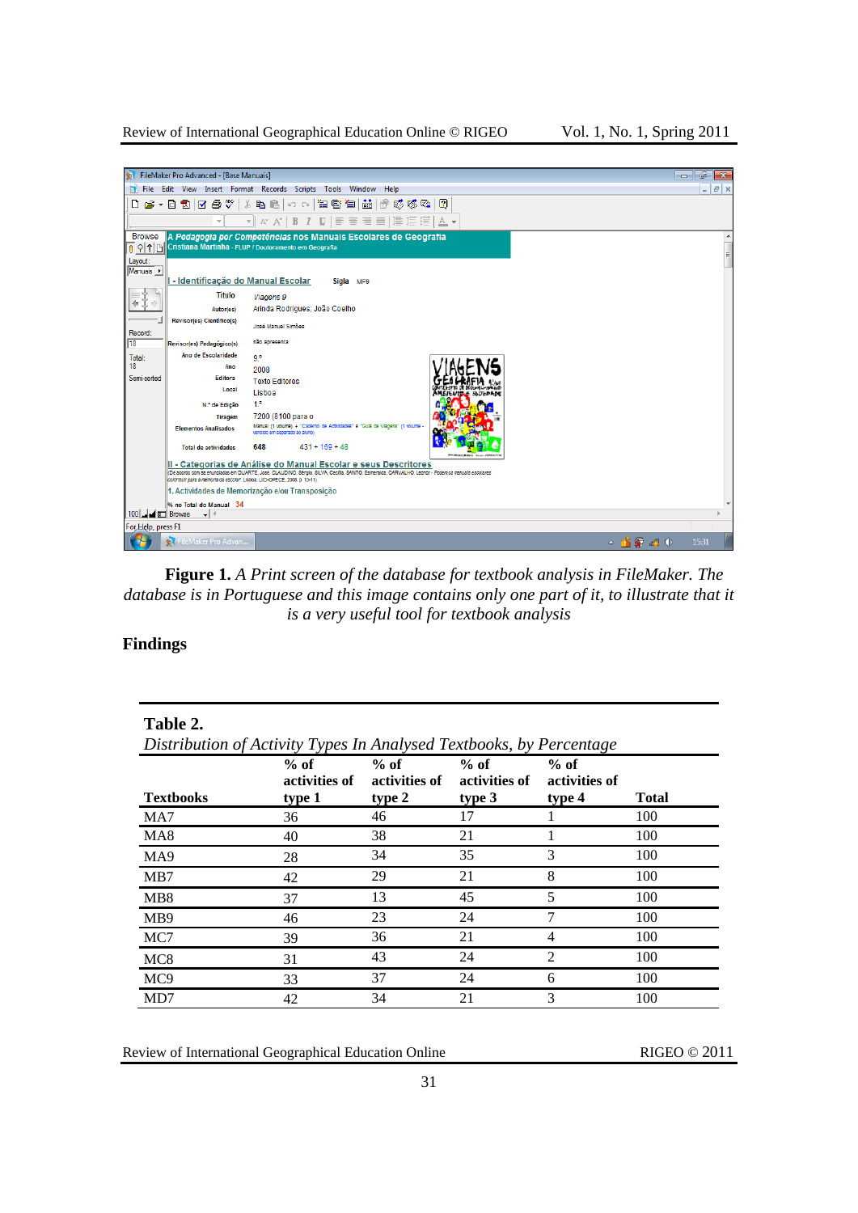**Figure 1.** *A Print screen of the database for textbook analysis in FileMaker. The database is in Portuguese and this image contains only one part of it, to illustrate that it is a very useful tool for textbook analysis*

## Findings

**Table 2.**
*Distribution of Activity Types In Analysed Textbooks, by Percentage*

| Textbooks | % of activities of type 1 | % of activities of type 2 | % of activities of type 3 | % of activities of type 4 | Total |
|---|---|---|---|---|---|
| MA7 | 36 | 46 | 17 | 1 | 100 |
| MA8 | 40 | 38 | 21 | 1 | 100 |
| MA9 | 28 | 34 | 35 | 3 | 100 |
| MB7 | 42 | 29 | 21 | 8 | 100 |
| MB8 | 37 | 13 | 45 | 5 | 100 |
| MB9 | 46 | 23 | 24 | 7 | 100 |
| MC7 | 39 | 36 | 21 | 4 | 100 |
| MC8 | 31 | 43 | 24 | 2 | 100 |
| MC9 | 33 | 37 | 24 | 6 | 100 |
| MD7 | 42 | 34 | 21 | 3 | 100 |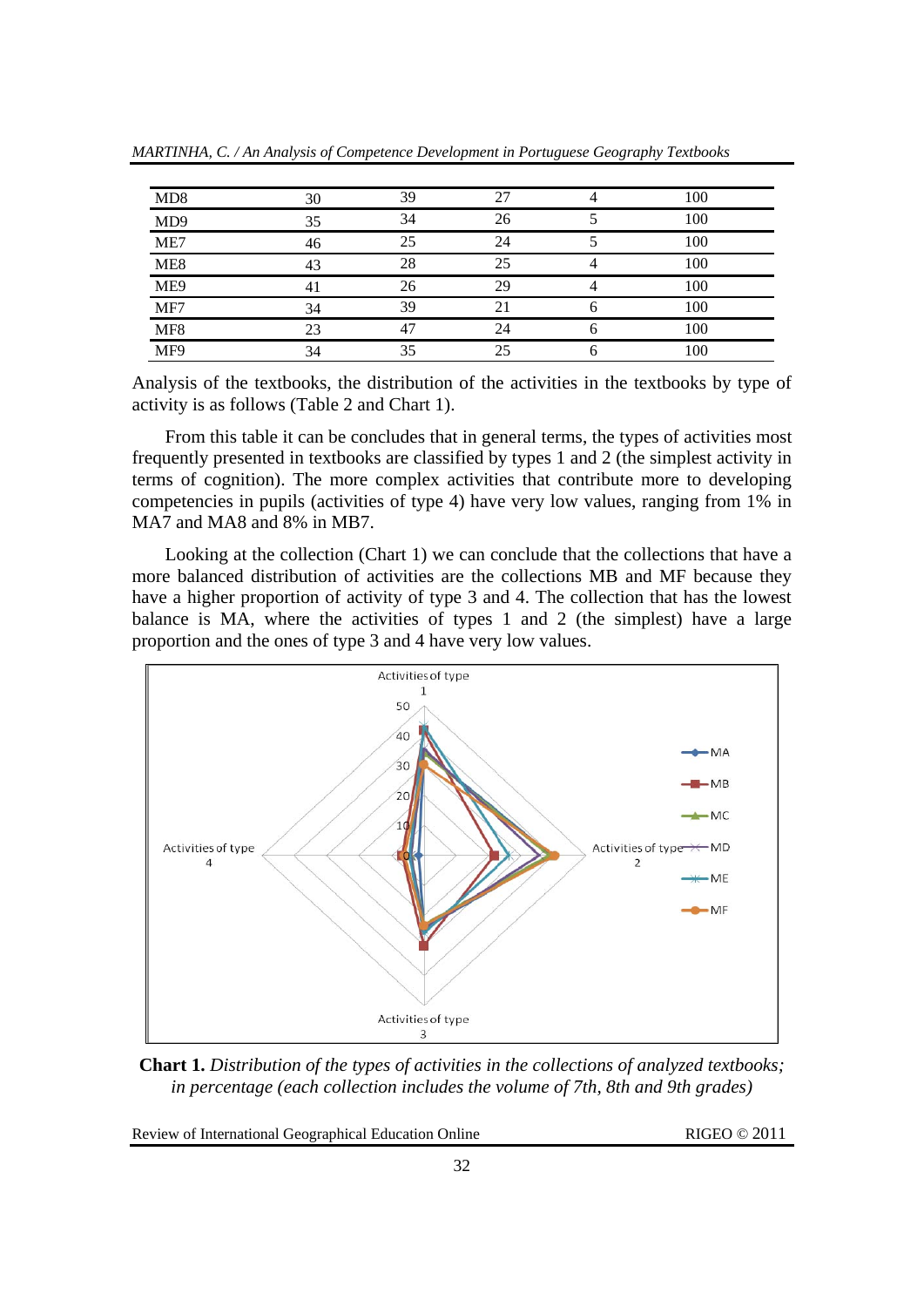| MD8 | 30 | 39 | 27 | 4 | 100 |
|---|---|---|---|---|---|
| MD9 | 35 | 34 | 26 | 5 | 100 |
| ME7 | 46 | 25 | 24 | 5 | 100 |
| ME8 | 43 | 28 | 25 | 4 | 100 |
| ME9 | 41 | 26 | 29 | 4 | 100 |
| MF7 | 34 | 39 | 21 | 6 | 100 |
| MF8 | 23 | 47 | 24 | 6 | 100 |
| MF9 | 34 | 35 | 25 | 6 | 100 |

Analysis of the textbooks, the distribution of the activities in the textbooks by type of activity is as follows (Table 2 and Chart 1).

From this table it can be concludes that in general terms, the types of activities most frequently presented in textbooks are classified by types 1 and 2 (the simplest activity in terms of cognition). The more complex activities that contribute more to developing competencies in pupils (activities of type 4) have very low values, ranging from 1% in MA7 and MA8 and 8% in MB7.

Looking at the collection (Chart 1) we can conclude that the collections that have a more balanced distribution of activities are the collections MB and MF because they have a higher proportion of activity of type 3 and 4. The collection that has the lowest balance is MA, where the activities of types 1 and 2 (the simplest) have a large proportion and the ones of type 3 and 4 have very low values.

**Chart 1.** *Distribution of the types of activities in the collections of analyzed textbooks; in percentage (each collection includes the volume of 7th, 8th and 9th grades)*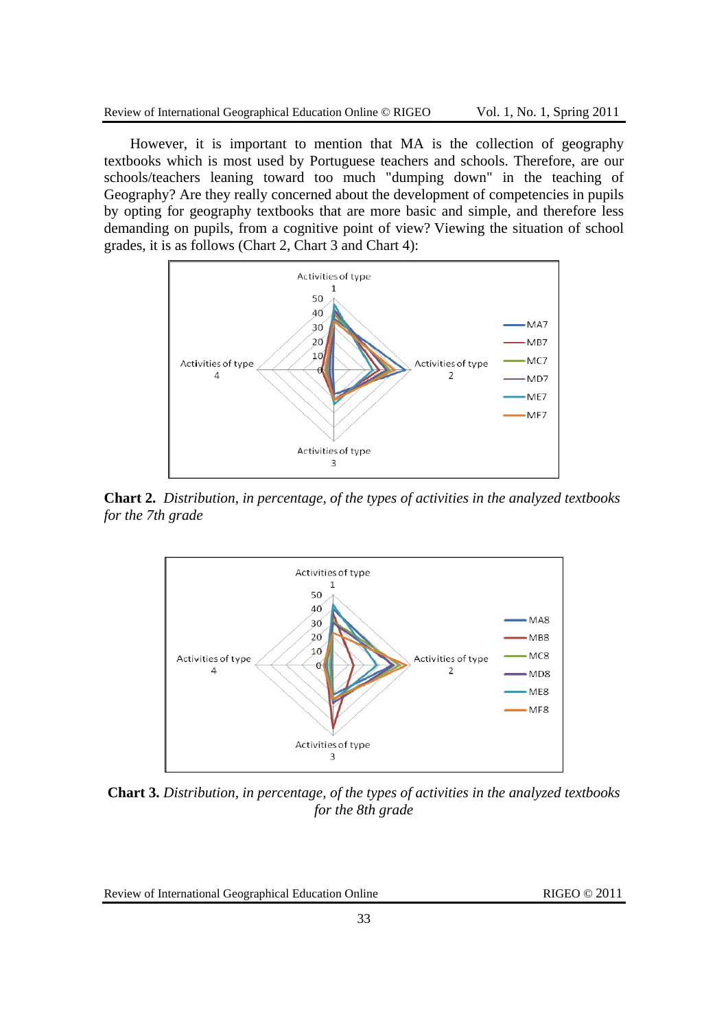However, it is important to mention that MA is the collection of geography textbooks which is most used by Portuguese teachers and schools. Therefore, are our schools/teachers leaning toward too much "dumping down" in the teaching of Geography? Are they really concerned about the development of competencies in pupils by opting for geography textbooks that are more basic and simple, and therefore less demanding on pupils, from a cognitive point of view? Viewing the situation of school grades, it is as follows (Chart 2, Chart 3 and Chart 4):

**Chart 2.** *Distribution, in percentage, of the types of activities in the analyzed textbooks for the 7th grade*

**Chart 3.** *Distribution, in percentage, of the types of activities in the analyzed textbooks for the 8th grade*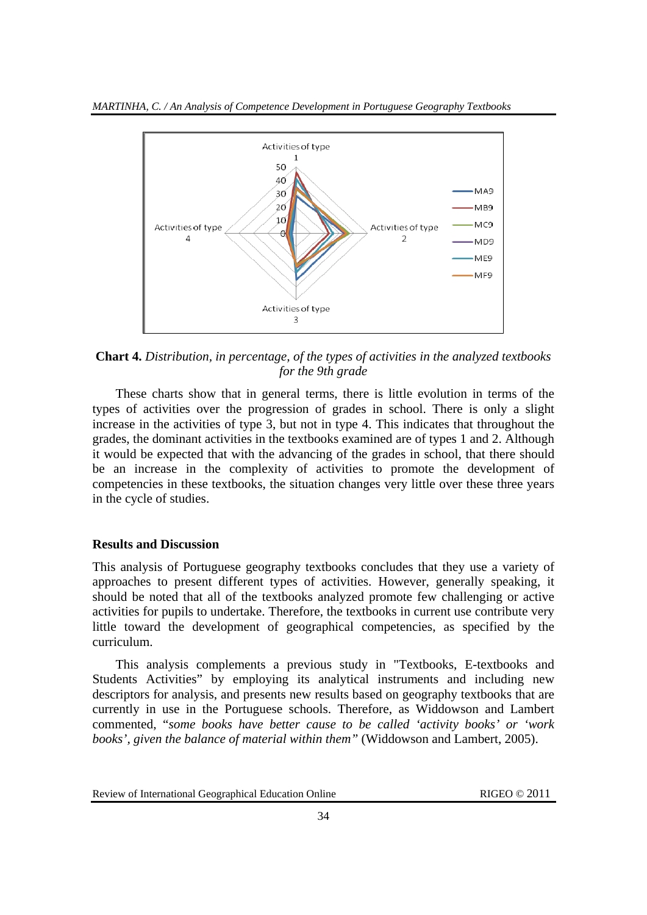**Chart 4.** *Distribution, in percentage, of the types of activities in the analyzed textbooks for the 9th grade*

These charts show that in general terms, there is little evolution in terms of the types of activities over the progression of grades in school. There is only a slight increase in the activities of type 3, but not in type 4. This indicates that throughout the grades, the dominant activities in the textbooks examined are of types 1 and 2. Although it would be expected that with the advancing of the grades in school, that there should be an increase in the complexity of activities to promote the development of competencies in these textbooks, the situation changes very little over these three years in the cycle of studies.

## Results and Discussion

This analysis of Portuguese geography textbooks concludes that they use a variety of approaches to present different types of activities. However, generally speaking, it should be noted that all of the textbooks analyzed promote few challenging or active activities for pupils to undertake. Therefore, the textbooks in current use contribute very little toward the development of geographical competencies, as specified by the curriculum.

This analysis complements a previous study in "Textbooks, E-textbooks and Students Activities" by employing its analytical instruments and including new descriptors for analysis, and presents new results based on geography textbooks that are currently in use in the Portuguese schools. Therefore, as Widdowson and Lambert commented, *"some books have better cause to be called 'activity books' or 'work books', given the balance of material within them"* (Widdowson and Lambert, 2005).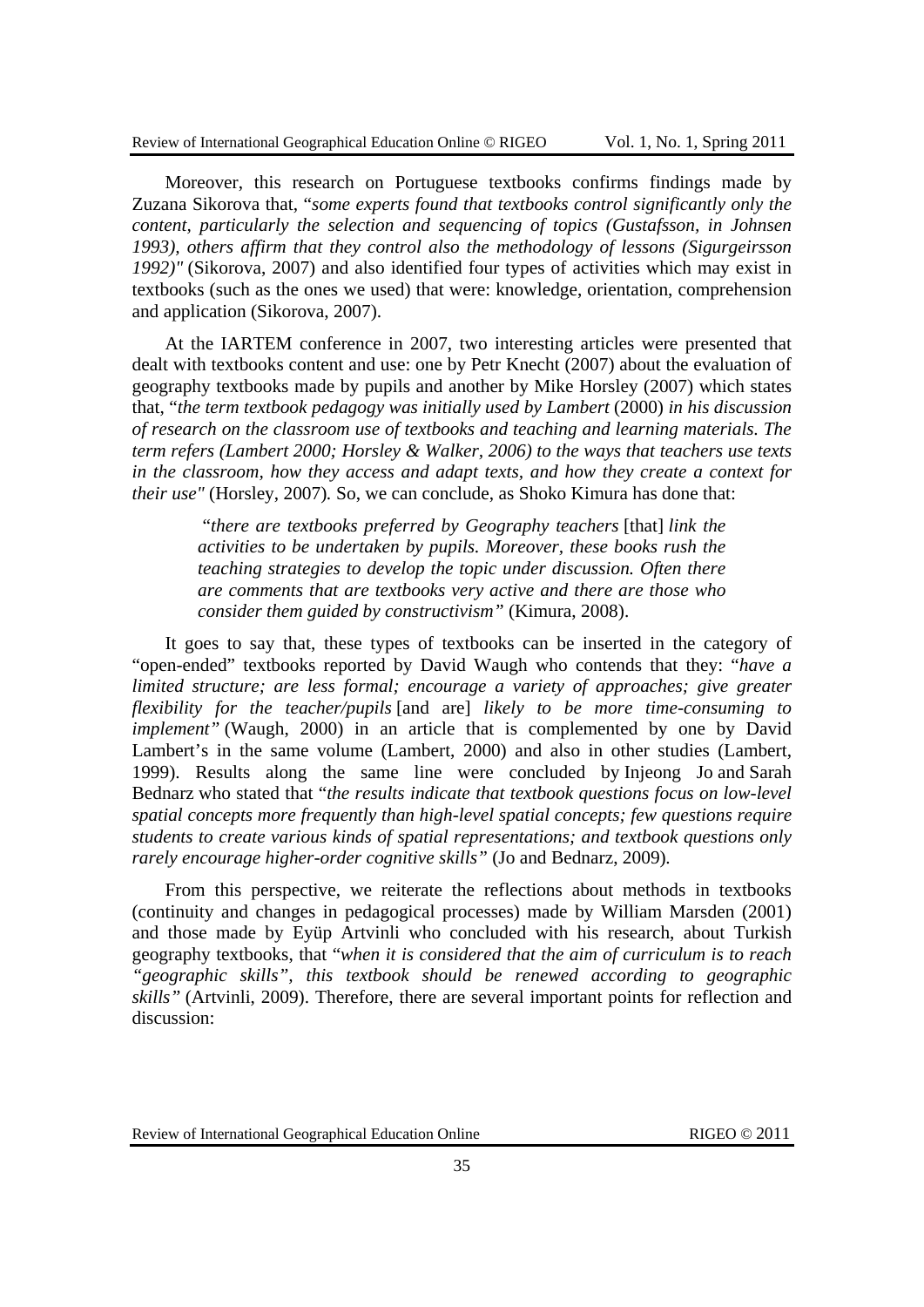Moreover, this research on Portuguese textbooks confirms findings made by Zuzana Sikorova that, "*some experts found that textbooks control significantly only the content, particularly the selection and sequencing of topics (Gustafsson, in Johnsen 1993), others affirm that they control also the methodology of lessons (Sigurgeirsson 1992)"* (Sikorova, 2007) and also identified four types of activities which may exist in textbooks (such as the ones we used) that were: knowledge, orientation, comprehension and application (Sikorova, 2007).

At the IARTEM conference in 2007, two interesting articles were presented that dealt with textbooks content and use: one by Petr Knecht (2007) about the evaluation of geography textbooks made by pupils and another by Mike Horsley (2007) which states that, "*the term textbook pedagogy was initially used by Lambert* (2000) *in his discussion of research on the classroom use of textbooks and teaching and learning materials. The term refers (Lambert 2000; Horsley & Walker, 2006) to the ways that teachers use texts in the classroom, how they access and adapt texts, and how they create a context for their use"* (Horsley, 2007). So, we can conclude, as Shoko Kimura has done that:

> "*there are textbooks preferred by Geography teachers* [that] *link the activities to be undertaken by pupils. Moreover, these books rush the teaching strategies to develop the topic under discussion. Often there are comments that are textbooks very active and there are those who consider them guided by constructivism"* (Kimura, 2008).

It goes to say that, these types of textbooks can be inserted in the category of "open-ended" textbooks reported by David Waugh who contends that they: "*have a limited structure; are less formal; encourage a variety of approaches; give greater flexibility for the teacher/pupils* [and are] *likely to be more time-consuming to implement"* (Waugh, 2000) in an article that is complemented by one by David Lambert's in the same volume (Lambert, 2000) and also in other studies (Lambert, 1999). Results along the same line were concluded by Injeong Jo and Sarah Bednarz who stated that "*the results indicate that textbook questions focus on low-level spatial concepts more frequently than high-level spatial concepts; few questions require students to create various kinds of spatial representations; and textbook questions only rarely encourage higher-order cognitive skills"* (Jo and Bednarz, 2009).

From this perspective, we reiterate the reflections about methods in textbooks (continuity and changes in pedagogical processes) made by William Marsden (2001) and those made by Eyüp Artvinli who concluded with his research, about Turkish geography textbooks, that "*when it is considered that the aim of curriculum is to reach "geographic skills", this textbook should be renewed according to geographic skills"* (Artvinli, 2009). Therefore, there are several important points for reflection and discussion: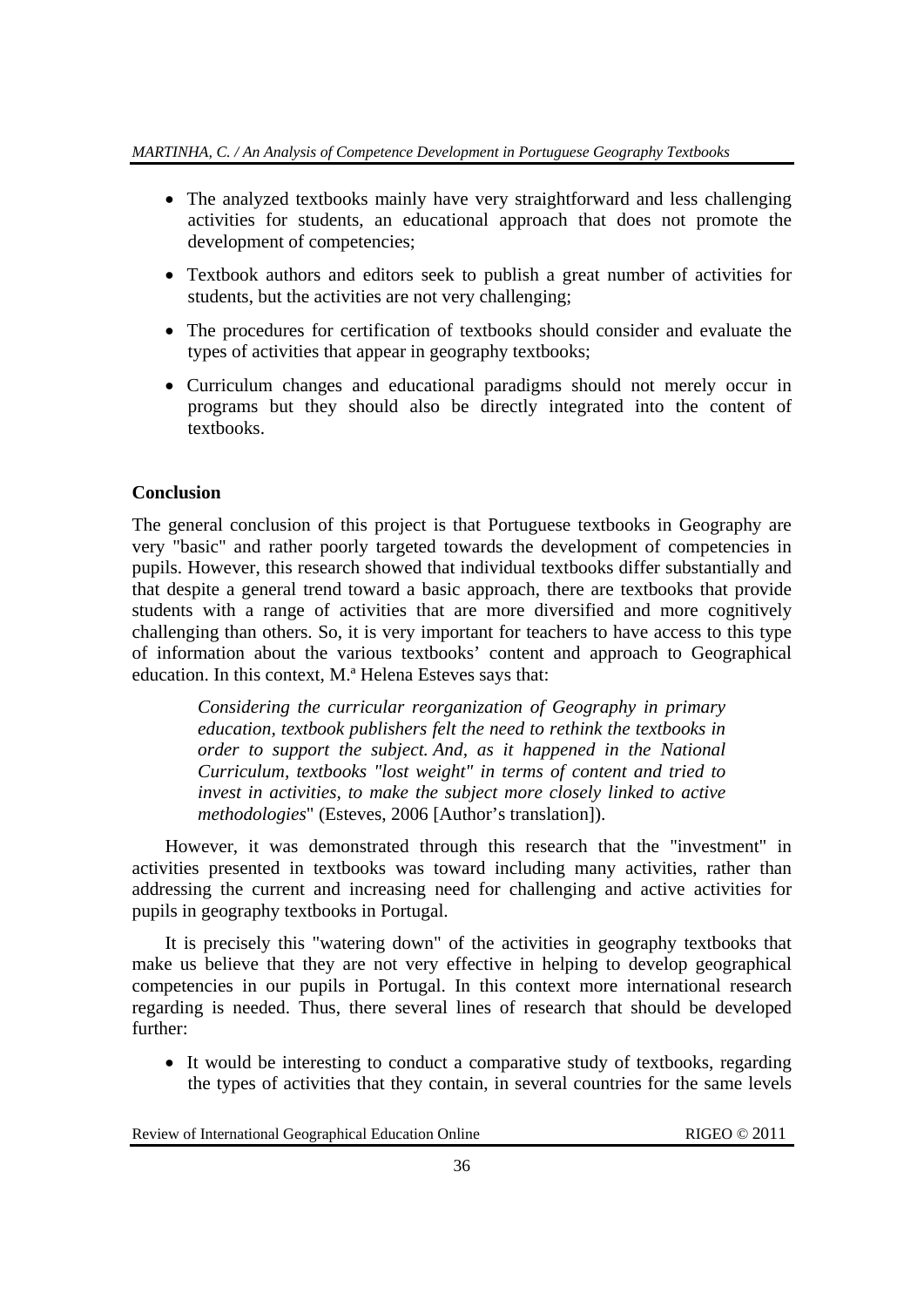- The analyzed textbooks mainly have very straightforward and less challenging activities for students, an educational approach that does not promote the development of competencies;
- Textbook authors and editors seek to publish a great number of activities for students, but the activities are not very challenging;
- The procedures for certification of textbooks should consider and evaluate the types of activities that appear in geography textbooks;
- Curriculum changes and educational paradigms should not merely occur in programs but they should also be directly integrated into the content of textbooks.

## Conclusion

The general conclusion of this project is that Portuguese textbooks in Geography are very "basic" and rather poorly targeted towards the development of competencies in pupils. However, this research showed that individual textbooks differ substantially and that despite a general trend toward a basic approach, there are textbooks that provide students with a range of activities that are more diversified and more cognitively challenging than others. So, it is very important for teachers to have access to this type of information about the various textbooks' content and approach to Geographical education. In this context, M.ª Helena Esteves says that:

> *Considering the curricular reorganization of Geography in primary education, textbook publishers felt the need to rethink the textbooks in order to support the subject. And, as it happened in the National Curriculum, textbooks "lost weight" in terms of content and tried to invest in activities, to make the subject more closely linked to active methodologies*" (Esteves, 2006 [Author's translation]).

However, it was demonstrated through this research that the "investment" in activities presented in textbooks was toward including many activities, rather than addressing the current and increasing need for challenging and active activities for pupils in geography textbooks in Portugal.

It is precisely this "watering down" of the activities in geography textbooks that make us believe that they are not very effective in helping to develop geographical competencies in our pupils in Portugal. In this context more international research regarding is needed. Thus, there several lines of research that should be developed further:

- It would be interesting to conduct a comparative study of textbooks, regarding the types of activities that they contain, in several countries for the same levels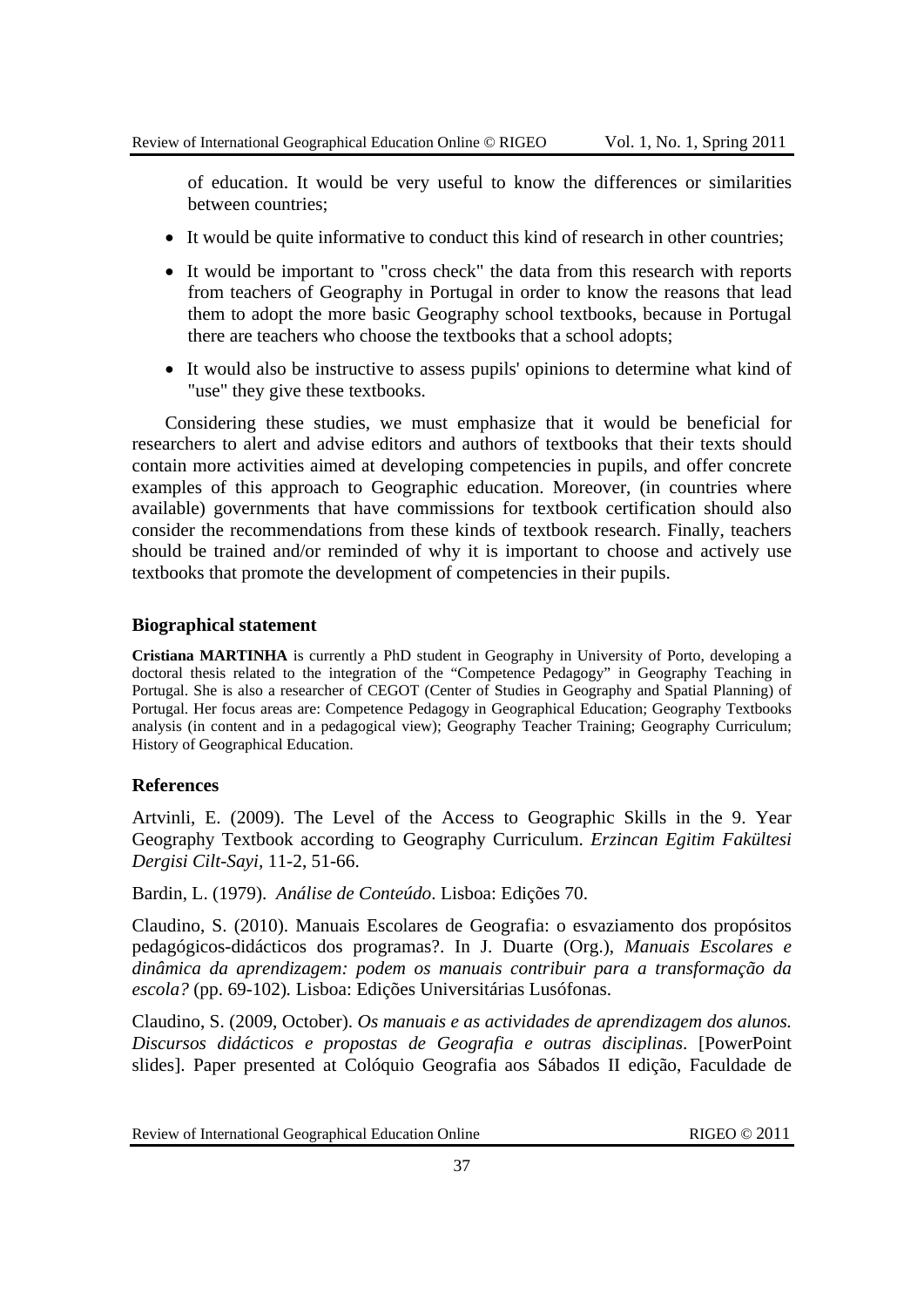of education. It would be very useful to know the differences or similarities between countries;

- It would be quite informative to conduct this kind of research in other countries;
- It would be important to "cross check" the data from this research with reports from teachers of Geography in Portugal in order to know the reasons that lead them to adopt the more basic Geography school textbooks, because in Portugal there are teachers who choose the textbooks that a school adopts;
- It would also be instructive to assess pupils' opinions to determine what kind of "use" they give these textbooks.

Considering these studies, we must emphasize that it would be beneficial for researchers to alert and advise editors and authors of textbooks that their texts should contain more activities aimed at developing competencies in pupils, and offer concrete examples of this approach to Geographic education. Moreover, (in countries where available) governments that have commissions for textbook certification should also consider the recommendations from these kinds of textbook research. Finally, teachers should be trained and/or reminded of why it is important to choose and actively use textbooks that promote the development of competencies in their pupils.

### Biographical statement

**Cristiana MARTINHA** is currently a PhD student in Geography in University of Porto, developing a doctoral thesis related to the integration of the "Competence Pedagogy" in Geography Teaching in Portugal. She is also a researcher of CEGOT (Center of Studies in Geography and Spatial Planning) of Portugal. Her focus areas are: Competence Pedagogy in Geographical Education; Geography Textbooks analysis (in content and in a pedagogical view); Geography Teacher Training; Geography Curriculum; History of Geographical Education.

### References

Artvinli, E. (2009). The Level of the Access to Geographic Skills in the 9. Year Geography Textbook according to Geography Curriculum. *Erzincan Egitim Fakültesi Dergisi Cilt-Sayi*, 11-2, 51-66.

Bardin, L. (1979). *Análise de Conteúdo*. Lisboa: Edições 70.

Claudino, S. (2010). Manuais Escolares de Geografia: o esvaziamento dos propósitos pedagógicos-didácticos dos programas?. In J. Duarte (Org.), *Manuais Escolares e dinâmica da aprendizagem: podem os manuais contribuir para a transformação da escola?* (pp. 69-102). Lisboa: Edições Universitárias Lusófonas.

Claudino, S. (2009, October). *Os manuais e as actividades de aprendizagem dos alunos. Discursos didácticos e propostas de Geografia e outras disciplinas*. [PowerPoint slides]. Paper presented at Colóquio Geografia aos Sábados II edição, Faculdade de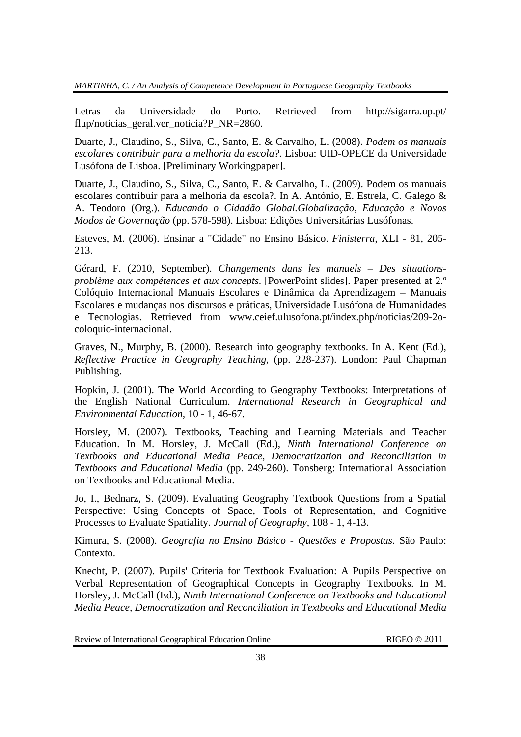Letras da Universidade do Porto. Retrieved from http://sigarra.up.pt/flup/noticias_geral.ver_noticia?P_NR=2860.

Duarte, J., Claudino, S., Silva, C., Santo, E. & Carvalho, L. (2008). *Podem os manuais escolares contribuir para a melhoria da escola?.* Lisboa: UID-OPECE da Universidade Lusófona de Lisboa. [Preliminary Workingpaper].

Duarte, J., Claudino, S., Silva, C., Santo, E. & Carvalho, L. (2009). Podem os manuais escolares contribuir para a melhoria da escola?. In A. António, E. Estrela, C. Galego & A. Teodoro (Org.). *Educando o Cidadão Global.Globalização, Educação e Novos Modos de Governação* (pp. 578-598). Lisboa: Edições Universitárias Lusófonas.

Esteves, M. (2006). Ensinar a "Cidade" no Ensino Básico. *Finisterra*, XLI - 81, 205-213.

Gérard, F. (2010, September). *Changements dans les manuels – Des situations-problème aux compétences et aux concepts.* [PowerPoint slides]. Paper presented at 2.º Colóquio Internacional Manuais Escolares e Dinâmica da Aprendizagem – Manuais Escolares e mudanças nos discursos e práticas, Universidade Lusófona de Humanidades e Tecnologias. Retrieved from www.ceief.ulusofona.pt/index.php/noticias/209-2o-coloquio-internacional.

Graves, N., Murphy, B. (2000). Research into geography textbooks. In A. Kent (Ed.), *Reflective Practice in Geography Teaching,* (pp. 228-237). London: Paul Chapman Publishing.

Hopkin, J. (2001). The World According to Geography Textbooks: Interpretations of the English National Curriculum. *International Research in Geographical and Environmental Education*, 10 - 1, 46-67.

Horsley, M. (2007). Textbooks, Teaching and Learning Materials and Teacher Education. In M. Horsley, J. McCall (Ed.), *Ninth International Conference on Textbooks and Educational Media Peace, Democratization and Reconciliation in Textbooks and Educational Media* (pp. 249-260). Tonsberg: International Association on Textbooks and Educational Media.

Jo, I., Bednarz, S. (2009). Evaluating Geography Textbook Questions from a Spatial Perspective: Using Concepts of Space, Tools of Representation, and Cognitive Processes to Evaluate Spatiality. *Journal of Geography*, 108 - 1, 4-13.

Kimura, S. (2008). *Geografia no Ensino Básico - Questões e Propostas.* São Paulo: Contexto.

Knecht, P. (2007). Pupils' Criteria for Textbook Evaluation: A Pupils Perspective on Verbal Representation of Geographical Concepts in Geography Textbooks. In M. Horsley, J. McCall (Ed.), *Ninth International Conference on Textbooks and Educational Media Peace, Democratization and Reconciliation in Textbooks and Educational Media*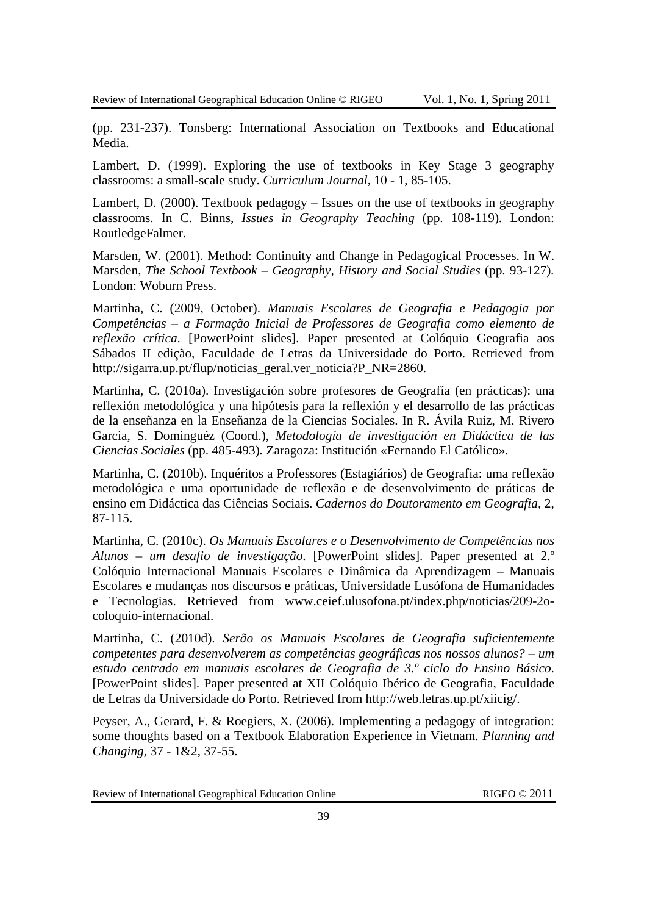(pp. 231-237). Tonsberg: International Association on Textbooks and Educational Media.

Lambert, D. (1999). Exploring the use of textbooks in Key Stage 3 geography classrooms: a small-scale study. *Curriculum Journal*, 10 - 1, 85-105.

Lambert, D. (2000). Textbook pedagogy – Issues on the use of textbooks in geography classrooms. In C. Binns, *Issues in Geography Teaching* (pp. 108-119). London: RoutledgeFalmer.

Marsden, W. (2001). Method: Continuity and Change in Pedagogical Processes. In W. Marsden, *The School Textbook – Geography, History and Social Studies* (pp. 93-127). London: Woburn Press.

Martinha, C. (2009, October). *Manuais Escolares de Geografia e Pedagogia por Competências – a Formação Inicial de Professores de Geografia como elemento de reflexão crítica*. [PowerPoint slides]. Paper presented at Colóquio Geografia aos Sábados II edição, Faculdade de Letras da Universidade do Porto. Retrieved from http://sigarra.up.pt/flup/noticias_geral.ver_noticia?P_NR=2860.

Martinha, C. (2010a). Investigación sobre profesores de Geografía (en prácticas): una reflexión metodológica y una hipótesis para la reflexión y el desarrollo de las prácticas de la enseñanza en la Enseñanza de la Ciencias Sociales. In R. Ávila Ruiz, M. Rivero Garcia, S. Dominguéz (Coord.), *Metodología de investigación en Didáctica de las Ciencias Sociales* (pp. 485-493). Zaragoza: Institución «Fernando El Católico».

Martinha, C. (2010b). Inquéritos a Professores (Estagiários) de Geografia: uma reflexão metodológica e uma oportunidade de reflexão e de desenvolvimento de práticas de ensino em Didáctica das Ciências Sociais. *Cadernos do Doutoramento em Geografia*, 2, 87-115.

Martinha, C. (2010c). *Os Manuais Escolares e o Desenvolvimento de Competências nos Alunos – um desafio de investigação*. [PowerPoint slides]. Paper presented at 2.º Colóquio Internacional Manuais Escolares e Dinâmica da Aprendizagem – Manuais Escolares e mudanças nos discursos e práticas, Universidade Lusófona de Humanidades e Tecnologias. Retrieved from www.ceief.ulusofona.pt/index.php/noticias/209-2o-coloquio-internacional.

Martinha, C. (2010d). *Serão os Manuais Escolares de Geografia suficientemente competentes para desenvolverem as competências geográficas nos nossos alunos? – um estudo centrado em manuais escolares de Geografia de 3.º ciclo do Ensino Básico*. [PowerPoint slides]. Paper presented at XII Colóquio Ibérico de Geografia, Faculdade de Letras da Universidade do Porto. Retrieved from http://web.letras.up.pt/xiicig/.

Peyser, A., Gerard, F. & Roegiers, X. (2006). Implementing a pedagogy of integration: some thoughts based on a Textbook Elaboration Experience in Vietnam. *Planning and Changing*, 37 - 1&2, 37-55.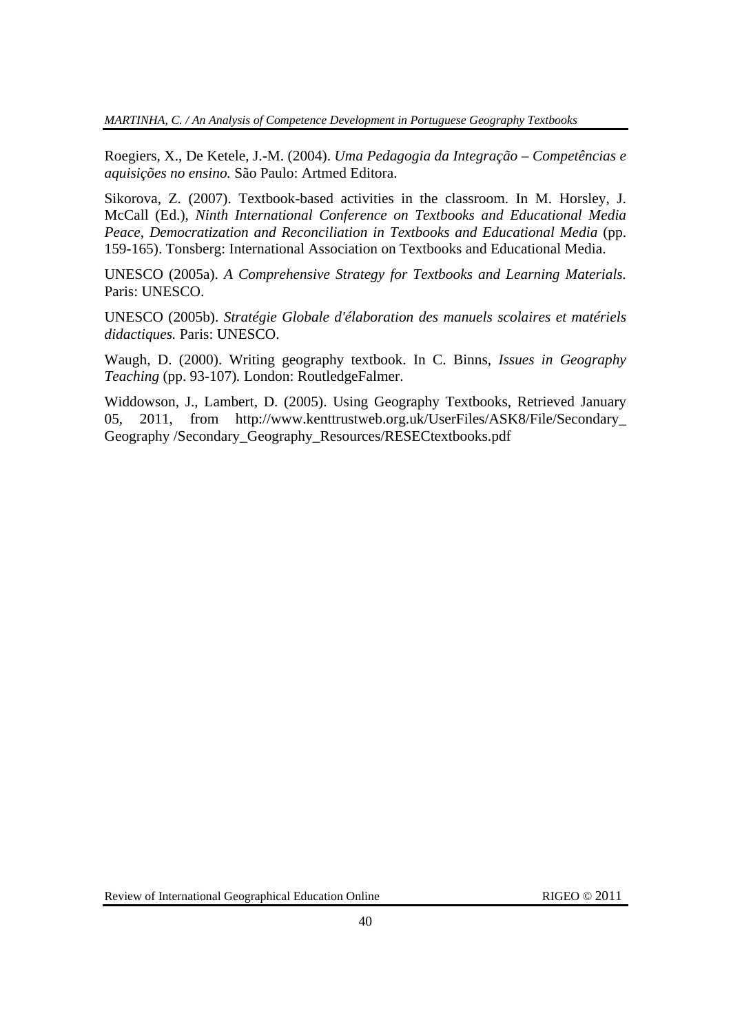Roegiers, X., De Ketele, J.-M. (2004). *Uma Pedagogia da Integração – Competências e aquisições no ensino.* São Paulo: Artmed Editora.

Sikorova, Z. (2007). Textbook-based activities in the classroom. In M. Horsley, J. McCall (Ed.), *Ninth International Conference on Textbooks and Educational Media Peace, Democratization and Reconciliation in Textbooks and Educational Media* (pp. 159-165). Tonsberg: International Association on Textbooks and Educational Media.

UNESCO (2005a). *A Comprehensive Strategy for Textbooks and Learning Materials.* Paris: UNESCO.

UNESCO (2005b). *Stratégie Globale d'élaboration des manuels scolaires et matériels didactiques.* Paris: UNESCO.

Waugh, D. (2000). Writing geography textbook. In C. Binns, *Issues in Geography Teaching* (pp. 93-107). London: RoutledgeFalmer.

Widdowson, J., Lambert, D. (2005). Using Geography Textbooks, Retrieved January 05, 2011, from http://www.kenttrustweb.org.uk/UserFiles/ASK8/File/Secondary_ Geography /Secondary_Geography_Resources/RESECtextbooks.pdf